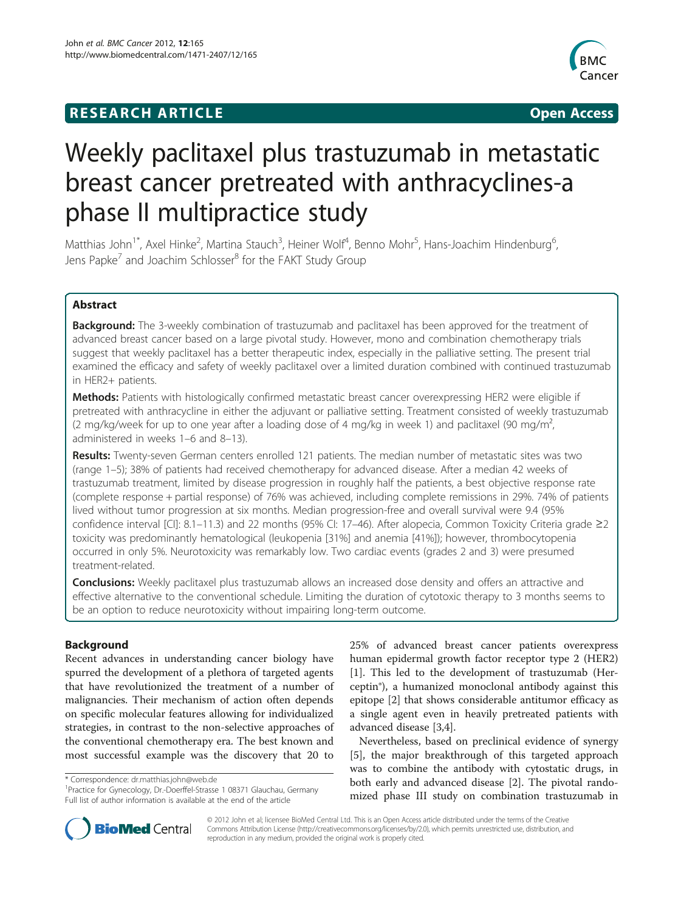**RESEARCH ARTICLE** **Open Access**

# Weekly paclitaxel plus trastuzumab in metastatic breast cancer pretreated with anthracyclines-a phase II multipractice study

Matthias John[1*], Axel Hinke[2], Martina Stauch[3], Heiner Wolf[4], Benno Mohr[5], Hans-Joachim Hindenburg[6], Jens Papke[7] and Joachim Schlosser[8] for the FAKT Study Group

## Abstract

**Background:** The 3-weekly combination of trastuzumab and paclitaxel has been approved for the treatment of advanced breast cancer based on a large pivotal study. However, mono and combination chemotherapy trials suggest that weekly paclitaxel has a better therapeutic index, especially in the palliative setting. The present trial examined the efficacy and safety of weekly paclitaxel over a limited duration combined with continued trastuzumab in HER2+ patients.

**Methods:** Patients with histologically confirmed metastatic breast cancer overexpressing HER2 were eligible if pretreated with anthracycline in either the adjuvant or palliative setting. Treatment consisted of weekly trastuzumab (2 mg/kg/week for up to one year after a loading dose of 4 mg/kg in week 1) and paclitaxel (90 mg/m$^2$, administered in weeks 1–6 and 8–13).

**Results:** Twenty-seven German centers enrolled 121 patients. The median number of metastatic sites was two (range 1–5); 38% of patients had received chemotherapy for advanced disease. After a median 42 weeks of trastuzumab treatment, limited by disease progression in roughly half the patients, a best objective response rate (complete response + partial response) of 76% was achieved, including complete remissions in 29%. 74% of patients lived without tumor progression at six months. Median progression-free and overall survival were 9.4 (95% confidence interval [CI]: 8.1–11.3) and 22 months (95% CI: 17–46). After alopecia, Common Toxicity Criteria grade ≥2 toxicity was predominantly hematological (leukopenia [31%] and anemia [41%]); however, thrombocytopenia occurred in only 5%. Neurotoxicity was remarkably low. Two cardiac events (grades 2 and 3) were presumed treatment-related.

**Conclusions:** Weekly paclitaxel plus trastuzumab allows an increased dose density and offers an attractive and effective alternative to the conventional schedule. Limiting the duration of cytotoxic therapy to 3 months seems to be an option to reduce neurotoxicity without impairing long-term outcome.

## Background

Recent advances in understanding cancer biology have spurred the development of a plethora of targeted agents that have revolutionized the treatment of a number of malignancies. Their mechanism of action often depends on specific molecular features allowing for individualized strategies, in contrast to the non-selective approaches of the conventional chemotherapy era. The best known and most successful example was the discovery that 20 to 25% of advanced breast cancer patients overexpress human epidermal growth factor receptor type 2 (HER2) [1]. This led to the development of trastuzumab (Herceptin®), a humanized monoclonal antibody against this epitope [2] that shows considerable antitumor efficacy as a single agent even in heavily pretreated patients with advanced disease [3,4].

Nevertheless, based on preclinical evidence of synergy [5], the major breakthrough of this targeted approach was to combine the antibody with cytostatic drugs, in both early and advanced disease [2]. The pivotal randomized phase III study on combination trastuzumab in

\* Correspondence: dr.matthias.john@web.de
[1]Practice for Gynecology, Dr.-Doerffel-Strasse 1 08371 Glauchau, Germany
Full list of author information is available at the end of the article

© 2012 John et al; licensee BioMed Central Ltd. This is an Open Access article distributed under the terms of the Creative Commons Attribution License (http://creativecommons.org/licenses/by/2.0), which permits unrestricted use, distribution, and reproduction in any medium, provided the original work is properly cited.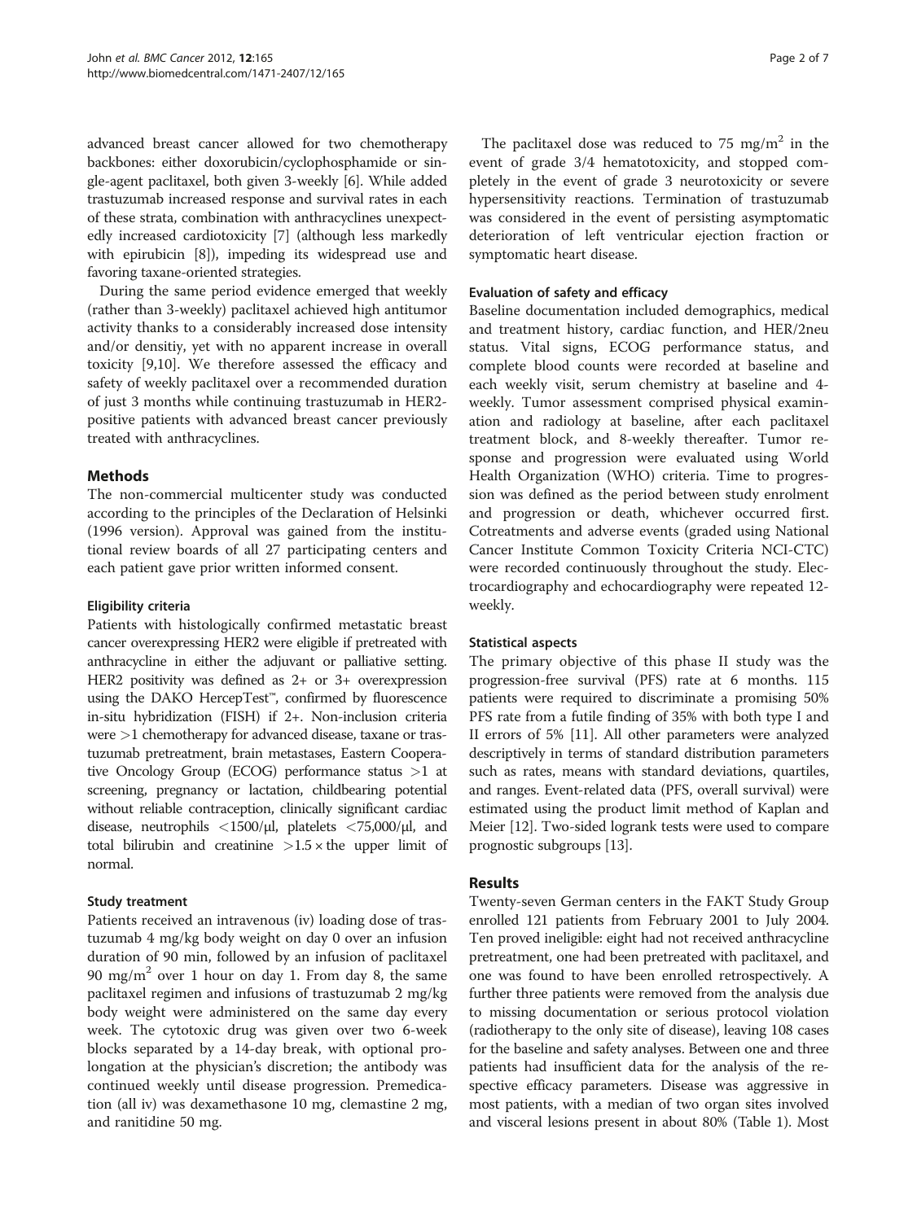advanced breast cancer allowed for two chemotherapy backbones: either doxorubicin/cyclophosphamide or single-agent paclitaxel, both given 3-weekly [6]. While added trastuzumab increased response and survival rates in each of these strata, combination with anthracyclines unexpectedly increased cardiotoxicity [7] (although less markedly with epirubicin [8]), impeding its widespread use and favoring taxane-oriented strategies.

During the same period evidence emerged that weekly (rather than 3-weekly) paclitaxel achieved high antitumor activity thanks to a considerably increased dose intensity and/or densitiy, yet with no apparent increase in overall toxicity [9,10]. We therefore assessed the efficacy and safety of weekly paclitaxel over a recommended duration of just 3 months while continuing trastuzumab in HER2-positive patients with advanced breast cancer previously treated with anthracyclines.

## Methods

The non-commercial multicenter study was conducted according to the principles of the Declaration of Helsinki (1996 version). Approval was gained from the institutional review boards of all 27 participating centers and each patient gave prior written informed consent.

### Eligibility criteria

Patients with histologically confirmed metastatic breast cancer overexpressing HER2 were eligible if pretreated with anthracycline in either the adjuvant or palliative setting. HER2 positivity was defined as 2+ or 3+ overexpression using the DAKO HercepTest™, confirmed by fluorescence in-situ hybridization (FISH) if 2+. Non-inclusion criteria were >1 chemotherapy for advanced disease, taxane or trastuzumab pretreatment, brain metastases, Eastern Cooperative Oncology Group (ECOG) performance status >1 at screening, pregnancy or lactation, childbearing potential without reliable contraception, clinically significant cardiac disease, neutrophils <1500/μl, platelets <75,000/μl, and total bilirubin and creatinine >1.5 × the upper limit of normal.

### Study treatment

Patients received an intravenous (iv) loading dose of trastuzumab 4 mg/kg body weight on day 0 over an infusion duration of 90 min, followed by an infusion of paclitaxel 90 mg/m$^2$ over 1 hour on day 1. From day 8, the same paclitaxel regimen and infusions of trastuzumab 2 mg/kg body weight were administered on the same day every week. The cytotoxic drug was given over two 6-week blocks separated by a 14-day break, with optional prolongation at the physician's discretion; the antibody was continued weekly until disease progression. Premedication (all iv) was dexamethasone 10 mg, clemastine 2 mg, and ranitidine 50 mg.

The paclitaxel dose was reduced to 75 mg/m$^2$ in the event of grade 3/4 hematotoxicity, and stopped completely in the event of grade 3 neurotoxicity or severe hypersensitivity reactions. Termination of trastuzumab was considered in the event of persisting asymptomatic deterioration of left ventricular ejection fraction or symptomatic heart disease.

### Evaluation of safety and efficacy

Baseline documentation included demographics, medical and treatment history, cardiac function, and HER/2neu status. Vital signs, ECOG performance status, and complete blood counts were recorded at baseline and each weekly visit, serum chemistry at baseline and 4-weekly. Tumor assessment comprised physical examination and radiology at baseline, after each paclitaxel treatment block, and 8-weekly thereafter. Tumor response and progression were evaluated using World Health Organization (WHO) criteria. Time to progression was defined as the period between study enrolment and progression or death, whichever occurred first. Cotreatments and adverse events (graded using National Cancer Institute Common Toxicity Criteria NCI-CTC) were recorded continuously throughout the study. Electrocardiography and echocardiography were repeated 12-weekly.

### Statistical aspects

The primary objective of this phase II study was the progression-free survival (PFS) rate at 6 months. 115 patients were required to discriminate a promising 50% PFS rate from a futile finding of 35% with both type I and II errors of 5% [11]. All other parameters were analyzed descriptively in terms of standard distribution parameters such as rates, means with standard deviations, quartiles, and ranges. Event-related data (PFS, overall survival) were estimated using the product limit method of Kaplan and Meier [12]. Two-sided logrank tests were used to compare prognostic subgroups [13].

## Results

Twenty-seven German centers in the FAKT Study Group enrolled 121 patients from February 2001 to July 2004. Ten proved ineligible: eight had not received anthracycline pretreatment, one had been pretreated with paclitaxel, and one was found to have been enrolled retrospectively. A further three patients were removed from the analysis due to missing documentation or serious protocol violation (radiotherapy to the only site of disease), leaving 108 cases for the baseline and safety analyses. Between one and three patients had insufficient data for the analysis of the respective efficacy parameters. Disease was aggressive in most patients, with a median of two organ sites involved and visceral lesions present in about 80% (Table 1). Most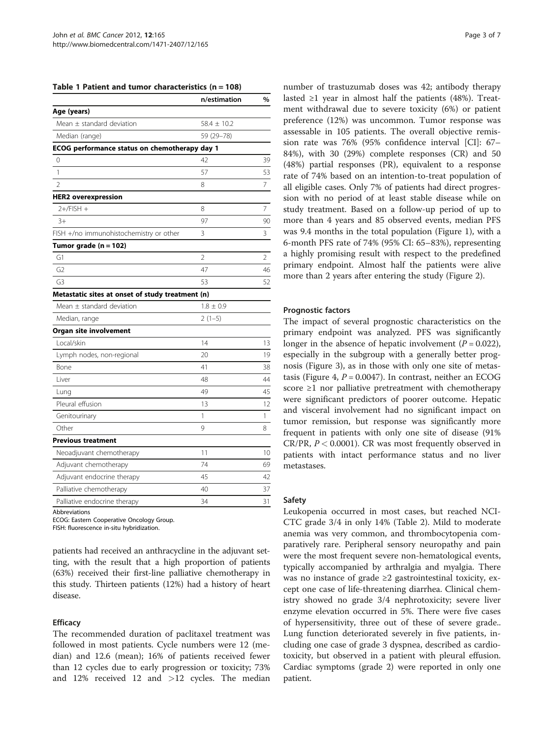**Table 1 Patient and tumor characteristics (n = 108)**

| | n/estimation | % |
|---|---|---|
| **Age (years)** | | |
| Mean ± standard deviation | 58.4 ± 10.2 | |
| Median (range) | 59 (29–78) | |
| **ECOG performance status on chemotherapy day 1** | | |
| 0 | 42 | 39 |
| 1 | 57 | 53 |
| 2 | 8 | 7 |
| **HER2 overexpression** | | |
| 2+/FISH + | 8 | 7 |
| 3+ | 97 | 90 |
| FISH +/no immunohistochemistry or other | 3 | 3 |
| **Tumor grade (n = 102)** | | |
| G1 | 2 | 2 |
| G2 | 47 | 46 |
| G3 | 53 | 52 |
| **Metastatic sites at onset of study treatment (n)** | | |
| Mean ± standard deviation | 1.8 ± 0.9 | |
| Median, range | 2 (1–5) | |
| **Organ site involvement** | | |
| Local/skin | 14 | 13 |
| Lymph nodes, non-regional | 20 | 19 |
| Bone | 41 | 38 |
| Liver | 48 | 44 |
| Lung | 49 | 45 |
| Pleural effusion | 13 | 12 |
| Genitourinary | 1 | 1 |
| Other | 9 | 8 |
| **Previous treatment** | | |
| Neoadjuvant chemotherapy | 11 | 10 |
| Adjuvant chemotherapy | 74 | 69 |
| Adjuvant endocrine therapy | 45 | 42 |
| Palliative chemotherapy | 40 | 37 |
| Palliative endocrine therapy | 34 | 31 |

Abbreviations
ECOG: Eastern Cooperative Oncology Group.
FISH: fluorescence in-situ hybridization.

patients had received an anthracycline in the adjuvant setting, with the result that a high proportion of patients (63%) received their first-line palliative chemotherapy in this study. Thirteen patients (12%) had a history of heart disease.

### Efficacy

The recommended duration of paclitaxel treatment was followed in most patients. Cycle numbers were 12 (median) and 12.6 (mean); 16% of patients received fewer than 12 cycles due to early progression or toxicity; 73% and 12% received 12 and >12 cycles. The median number of trastuzumab doses was 42; antibody therapy lasted ≥1 year in almost half the patients (48%). Treatment withdrawal due to severe toxicity (6%) or patient preference (12%) was uncommon. Tumor response was assessable in 105 patients. The overall objective remission rate was 76% (95% confidence interval [CI]: 67–84%), with 30 (29%) complete responses (CR) and 50 (48%) partial responses (PR), equivalent to a response rate of 74% based on an intention-to-treat population of all eligible cases. Only 7% of patients had direct progression with no period of at least stable disease while on study treatment. Based on a follow-up period of up to more than 4 years and 85 observed events, median PFS was 9.4 months in the total population (Figure 1), with a 6-month PFS rate of 74% (95% CI: 65–83%), representing a highly promising result with respect to the predefined primary endpoint. Almost half the patients were alive more than 2 years after entering the study (Figure 2).

### Prognostic factors

The impact of several prognostic characteristics on the primary endpoint was analyzed. PFS was significantly longer in the absence of hepatic involvement ($P = 0.022$), especially in the subgroup with a generally better prognosis (Figure 3), as in those with only one site of metastasis (Figure 4, $P = 0.0047$). In contrast, neither an ECOG score ≥1 nor palliative pretreatment with chemotherapy were significant predictors of poorer outcome. Hepatic and visceral involvement had no significant impact on tumor remission, but response was significantly more frequent in patients with only one site of disease (91% CR/PR, $P < 0.0001$). CR was most frequently observed in patients with intact performance status and no liver metastases.

### Safety

Leukopenia occurred in most cases, but reached NCI-CTC grade 3/4 in only 14% (Table 2). Mild to moderate anemia was very common, and thrombocytopenia comparatively rare. Peripheral sensory neuropathy and pain were the most frequent severe non-hematological events, typically accompanied by arthralgia and myalgia. There was no instance of grade ≥2 gastrointestinal toxicity, except one case of life-threatening diarrhea. Clinical chemistry showed no grade 3/4 nephrotoxicity; severe liver enzyme elevation occurred in 5%. There were five cases of hypersensitivity, three out of these of severe grade.. Lung function deteriorated severely in five patients, including one case of grade 3 dyspnea, described as cardiotoxicity, but observed in a patient with pleural effusion. Cardiac symptoms (grade 2) were reported in only one patient.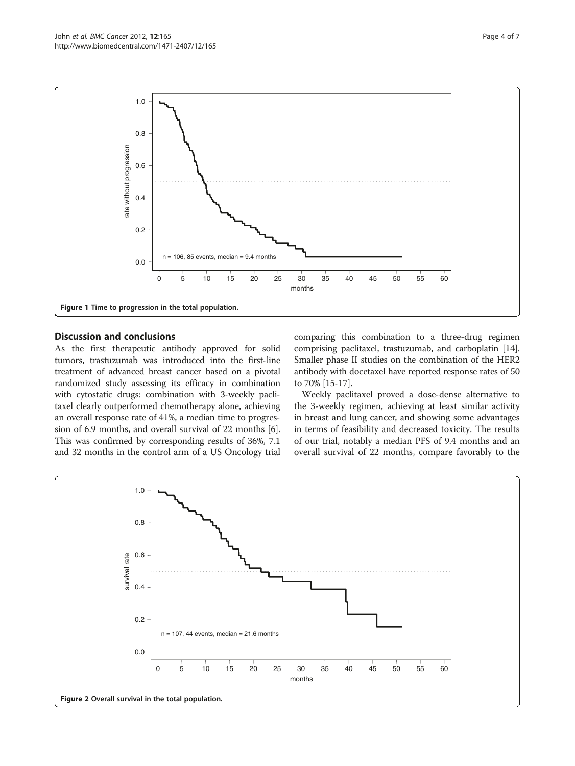Figure 1 Time to progression in the total population.

## Discussion and conclusions

As the first therapeutic antibody approved for solid tumors, trastuzumab was introduced into the first-line treatment of advanced breast cancer based on a pivotal randomized study assessing its efficacy in combination with cytostatic drugs: combination with 3-weekly paclitaxel clearly outperformed chemotherapy alone, achieving an overall response rate of 41%, a median time to progression of 6.9 months, and overall survival of 22 months [6]. This was confirmed by corresponding results of 36%, 7.1 and 32 months in the control arm of a US Oncology trial comparing this combination to a three-drug regimen comprising paclitaxel, trastuzumab, and carboplatin [14]. Smaller phase II studies on the combination of the HER2 antibody with docetaxel have reported response rates of 50 to 70% [15-17].

Weekly paclitaxel proved a dose-dense alternative to the 3-weekly regimen, achieving at least similar activity in breast and lung cancer, and showing some advantages in terms of feasibility and decreased toxicity. The results of our trial, notably a median PFS of 9.4 months and an overall survival of 22 months, compare favorably to the

Figure 2 Overall survival in the total population.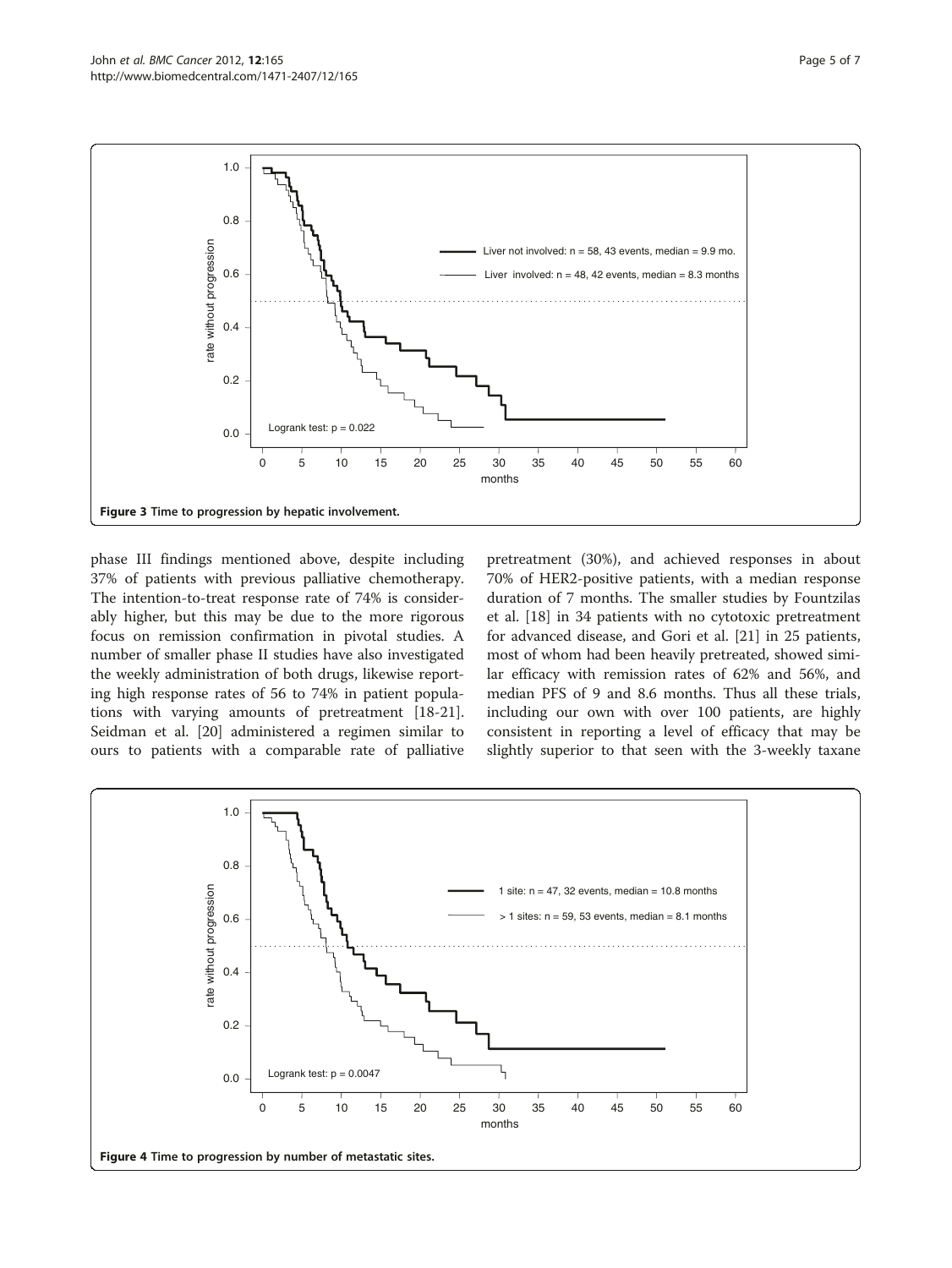Figure 3 Time to progression by hepatic involvement.

phase III findings mentioned above, despite including 37% of patients with previous palliative chemotherapy. The intention-to-treat response rate of 74% is considerably higher, but this may be due to the more rigorous focus on remission confirmation in pivotal studies. A number of smaller phase II studies have also investigated the weekly administration of both drugs, likewise reporting high response rates of 56 to 74% in patient populations with varying amounts of pretreatment [18-21]. Seidman et al. [20] administered a regimen similar to ours to patients with a comparable rate of palliative pretreatment (30%), and achieved responses in about 70% of HER2-positive patients, with a median response duration of 7 months. The smaller studies by Fountzilas et al. [18] in 34 patients with no cytotoxic pretreatment for advanced disease, and Gori et al. [21] in 25 patients, most of whom had been heavily pretreated, showed similar efficacy with remission rates of 62% and 56%, and median PFS of 9 and 8.6 months. Thus all these trials, including our own with over 100 patients, are highly consistent in reporting a level of efficacy that may be slightly superior to that seen with the 3-weekly taxane

Figure 4 Time to progression by number of metastatic sites.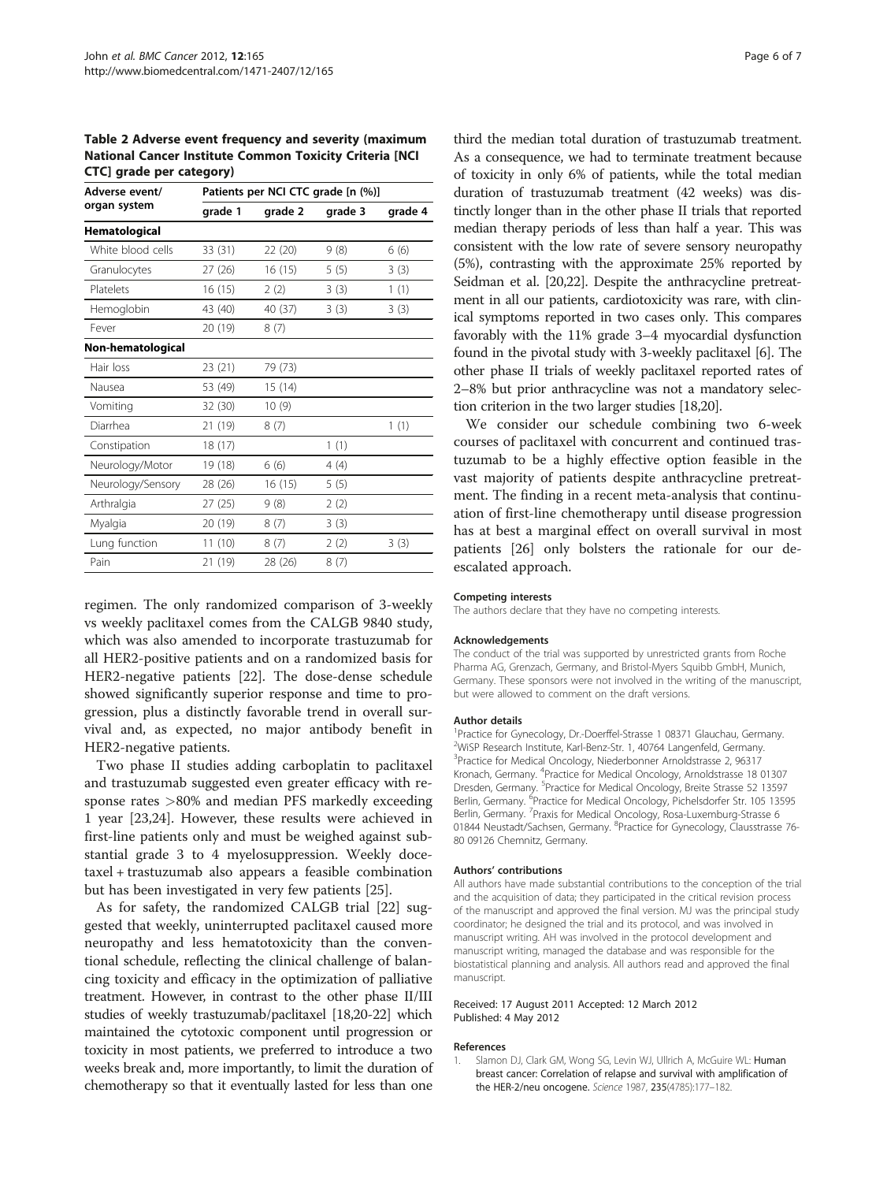**Table 2 Adverse event frequency and severity (maximum National Cancer Institute Common Toxicity Criteria [NCI CTC] grade per category)**

| Adverse event/ organ system | Patients per NCI CTC grade [n (%)] | | | |
|---|---|---|---|---|
| | grade 1 | grade 2 | grade 3 | grade 4 |
| **Hematological** | | | | |
| White blood cells | 33 (31) | 22 (20) | 9 (8) | 6 (6) |
| Granulocytes | 27 (26) | 16 (15) | 5 (5) | 3 (3) |
| Platelets | 16 (15) | 2 (2) | 3 (3) | 1 (1) |
| Hemoglobin | 43 (40) | 40 (37) | 3 (3) | 3 (3) |
| Fever | 20 (19) | 8 (7) | | |
| **Non-hematological** | | | | |
| Hair loss | 23 (21) | 79 (73) | | |
| Nausea | 53 (49) | 15 (14) | | |
| Vomiting | 32 (30) | 10 (9) | | |
| Diarrhea | 21 (19) | 8 (7) | | 1 (1) |
| Constipation | 18 (17) | | 1 (1) | |
| Neurology/Motor | 19 (18) | 6 (6) | 4 (4) | |
| Neurology/Sensory | 28 (26) | 16 (15) | 5 (5) | |
| Arthralgia | 27 (25) | 9 (8) | 2 (2) | |
| Myalgia | 20 (19) | 8 (7) | 3 (3) | |
| Lung function | 11 (10) | 8 (7) | 2 (2) | 3 (3) |
| Pain | 21 (19) | 28 (26) | 8 (7) | |

regimen. The only randomized comparison of 3-weekly vs weekly paclitaxel comes from the CALGB 9840 study, which was also amended to incorporate trastuzumab for all HER2-positive patients and on a randomized basis for HER2-negative patients [22]. The dose-dense schedule showed significantly superior response and time to progression, plus a distinctly favorable trend in overall survival and, as expected, no major antibody benefit in HER2-negative patients.

Two phase II studies adding carboplatin to paclitaxel and trastuzumab suggested even greater efficacy with response rates >80% and median PFS markedly exceeding 1 year [23,24]. However, these results were achieved in first-line patients only and must be weighed against substantial grade 3 to 4 myelosuppression. Weekly docetaxel + trastuzumab also appears a feasible combination but has been investigated in very few patients [25].

As for safety, the randomized CALGB trial [22] suggested that weekly, uninterrupted paclitaxel caused more neuropathy and less hematotoxicity than the conventional schedule, reflecting the clinical challenge of balancing toxicity and efficacy in the optimization of palliative treatment. However, in contrast to the other phase II/III studies of weekly trastuzumab/paclitaxel [18,20-22] which maintained the cytotoxic component until progression or toxicity in most patients, we preferred to introduce a two weeks break and, more importantly, to limit the duration of chemotherapy so that it eventually lasted for less than one third the median total duration of trastuzumab treatment. As a consequence, we had to terminate treatment because of toxicity in only 6% of patients, while the total median duration of trastuzumab treatment (42 weeks) was distinctly longer than in the other phase II trials that reported median therapy periods of less than half a year. This was consistent with the low rate of severe sensory neuropathy (5%), contrasting with the approximate 25% reported by Seidman et al. [20,22]. Despite the anthracycline pretreatment in all our patients, cardiotoxicity was rare, with clinical symptoms reported in two cases only. This compares favorably with the 11% grade 3–4 myocardial dysfunction found in the pivotal study with 3-weekly paclitaxel [6]. The other phase II trials of weekly paclitaxel reported rates of 2–8% but prior anthracycline was not a mandatory selection criterion in the two larger studies [18,20].

We consider our schedule combining two 6-week courses of paclitaxel with concurrent and continued trastuzumab to be a highly effective option feasible in the vast majority of patients despite anthracycline pretreatment. The finding in a recent meta-analysis that continuation of first-line chemotherapy until disease progression has at best a marginal effect on overall survival in most patients [26] only bolsters the rationale for our de-escalated approach.

#### Competing interests

The authors declare that they have no competing interests.

#### Acknowledgements

The conduct of the trial was supported by unrestricted grants from Roche Pharma AG, Grenzach, Germany, and Bristol-Myers Squibb GmbH, Munich, Germany. These sponsors were not involved in the writing of the manuscript, but were allowed to comment on the draft versions.

#### Author details

[1]Practice for Gynecology, Dr.-Doerffel-Strasse 1 08371 Glauchau, Germany. [2]WiSP Research Institute, Karl-Benz-Str. 1, 40764 Langenfeld, Germany. [3]Practice for Medical Oncology, Niederbonner Arnoldstrasse 2, 96317 Kronach, Germany. [4]Practice for Medical Oncology, Arnoldstrasse 18 01307 Dresden, Germany. [5]Practice for Medical Oncology, Breite Strasse 52 13597 Berlin, Germany. [6]Practice for Medical Oncology, Pichelsdorfer Str. 105 13595 Berlin, Germany. [7]Praxis for Medical Oncology, Rosa-Luxemburg-Strasse 6 01844 Neustadt/Sachsen, Germany. [8]Practice for Gynecology, Clausstrasse 76-80 09126 Chemnitz, Germany.

#### Authors' contributions

All authors have made substantial contributions to the conception of the trial and the acquisition of data; they participated in the critical revision process of the manuscript and approved the final version. MJ was the principal study coordinator; he designed the trial and its protocol, and was involved in manuscript writing. AH was involved in the protocol development and manuscript writing, managed the database and was responsible for the biostatistical planning and analysis. All authors read and approved the final manuscript.

Received: 17 August 2011 Accepted: 12 March 2012
Published: 4 May 2012

#### References

1. Slamon DJ, Clark GM, Wong SG, Levin WJ, Ullrich A, McGuire WL: **Human breast cancer: Correlation of relapse and survival with amplification of the HER-2/neu oncogene.** *Science* 1987, **235**(4785):177–182.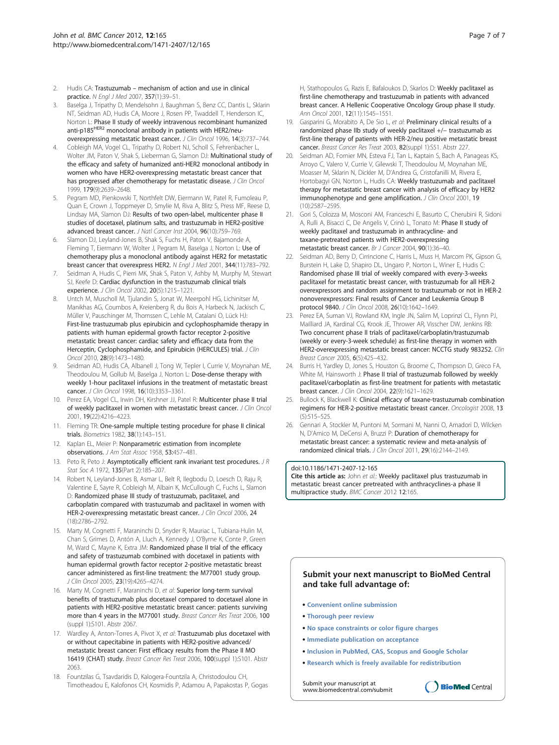2. Hudis CA: Trastuzumab – mechanism of action and use in clinical practice. *N Engl J Med* 2007, **357**(1):39–51.
3. Baselga J, Tripathy D, Mendelsohn J, Baughman S, Benz CC, Dantis L, Sklarin NT, Seidman AD, Hudis CA, Moore J, Rosen PP, Twaddell T, Henderson IC, Norton L: Phase II study of weekly intravenous recombinant humanized anti-p185$^{HER2}$ monoclonal antibody in patients with HER2/neu-overexpressing metastatic breast cancer. *J Clin Oncol* 1996, **14**(3):737–744.
4. Cobleigh MA, Vogel CL, Tripathy D, Robert NJ, Scholl S, Fehrenbacher L, Wolter JM, Paton V, Shak S, Lieberman G, Slamon DJ: Multinational study of the efficacy and safety of humanized anti-HER2 monoclonal antibody in women who have HER2-overexpressing metastatic breast cancer that has progressed after chemotherapy for metastatic disease. *J Clin Oncol* 1999, **179**(9):2639–2648.
5. Pegram MD, Pienkowski T, Northfelt DW, Eiermann W, Patel R, Fumoleau P, Quan E, Crown J, Toppmeyer D, Smylie M, Riva A, Blitz S, Press MF, Reese D, Lindsay MA, Slamon DJ: Results of two open-label, multicenter phase II studies of docetaxel, platinum salts, and trastuzumab in HER2-positive advanced breast cancer. *J Natl Cancer Inst* 2004, **96**(10):759–769.
6. Slamon DJ, Leyland-Jones B, Shak S, Fuchs H, Paton V, Bajamonde A, Fleming T, Eiermann W, Wolter J, Pegram M, Baselga J, Norton L: Use of chemotherapy plus a monoclonal antibody against HER2 for metastatic breast cancer that overexpress HER2. *N Engl J Med* 2001, **344**(11):783–792.
7. Seidman A, Hudis C, Pierri MK, Shak S, Paton V, Ashby M, Murphy M, Stewart SJ, Keefe D: Cardiac dysfunction in the trastuzumab clinical trials experience. *J Clin Oncol* 2002, **20**(5):1215–1221.
8. Untch M, Muscholl M, Tjulandin S, Jonat W, Meerpohl HG, Lichinitser M, Manikhas AG, Coumbos A, Kreienberg R, du Bois A, Harbeck N, Jackisch C, Müller V, Pauschinger M, Thomssen C, Lehle M, Catalani O, Lück HJ: First-line trastuzumab plus epirubicin and cyclophosphamide therapy in patients with human epidermal growth factor receptor 2-positive metastatic breast cancer: cardiac safety and efficacy data from the Herceptin, Cyclophosphamide, and Epirubicin (HERCULES) trial. *J Clin Oncol* 2010, **28**(9):1473–1480.
9. Seidman AD, Hudis CA, Albanell J, Tong W, Tepler I, Currie V, Moynahan ME, Theodoulou M, Gollub M, Baselga J, Norton L: Dose-dense therapy with weekly 1-hour paclitaxel infusions in the treatment of metastatic breast cancer. *J Clin Oncol* 1998, **16**(10):3353–3361.
10. Perez EA, Vogel CL, Irwin DH, Kirshner JJ, Patel R: Multicenter phase II trial of weekly paclitaxel in women with metastatic breast cancer. *J Clin Oncol* 2001, **19**(22):4216–4223.
11. Fleming TR: One-sample multiple testing procedure for phase II clinical trials. *Biometrics* 1982, **38**(1):143–151.
12. Kaplan EL, Meier P: Nonparametric estimation from incomplete observations. *J Am Stat Assoc* 1958, **53**:457–481.
13. Peto R, Peto J: Asymptotically efficient rank invariant test procedures. *J R Stat Soc A* 1972, **135**(Part 2):185–207.
14. Robert N, Leyland-Jones B, Asmar L, Belt R, Ilegbodu D, Loesch D, Raju R, Valentine E, Sayre R, Cobleigh M, Albain K, McCullough C, Fuchs L, Slamon D: Randomized phase III study of trastuzumab, paclitaxel, and carboplatin compared with trastuzumab and paclitaxel in women with HER-2-overexpressing metastatic breast cancer. *J Clin Oncol* 2006, **24**(18):2786–2792.
15. Marty M, Cognetti F, Maraninchi D, Snyder R, Mauriac L, Tubiana-Hulin M, Chan S, Grimes D, Antón A, Lluch A, Kennedy J, O'Byrne K, Conte P, Green M, Ward C, Mayne K, Extra JM: Randomized phase II trial of the efficacy and safety of trastuzumab combined with docetaxel in patients with human epidermal growth factor receptor 2-positive metastatic breast cancer administered as first-line treatment: the M77001 study group. *J Clin Oncol* 2005, **23**(19):4265–4274.
16. Marty M, Cognetti F, Maraninchi D, *et al*: Superior long-term survival benefits of trastuzumab plus docetaxel compared to docetaxel alone in patients with HER2-positive metastatic breast cancer: patients surviving more than 4 years in the M77001 study. *Breast Cancer Res Treat* 2006, **100** (suppl 1):S101. Abstr 2067.
17. Wardley A, Anton-Torres A, Pivot X, *et al*: Trastuzumab plus docetaxel with or without capecitabine in patients with HER2-positive advanced/ metastatic breast cancer: First efficacy results from the Phase II MO 16419 (CHAT) study. *Breast Cancer Res Treat* 2006, **100**(suppl 1):S101. Abstr 2063.
18. Fountzilas G, Tsavdaridis D, Kalogera-Fountzila A, Christodoulou CH, Timotheadou E, Kalofonos CH, Kosmidis P, Adamou A, Papakostas P, Gogas H, Stathopoulos G, Razis E, Bafaloukos D, Skarlos D: Weekly paclitaxel as first-line chemotherapy and trastuzumab in patients with advanced breast cancer. A Hellenic Cooperative Oncology Group phase II study. *Ann Oncol* 2001, **12**(11):1545–1551.
19. Gasparini G, Morabito A, De Sio L, *et al*: Preliminary clinical results of a randomized phase IIb study of weekly paclitaxel +/− trastuzumab as first-line therapy of patients with HER-2/neu positive metastatic breast cancer. *Breast Cancer Res Treat* 2003, **82**(suppl 1):S51. Abstr 227.
20. Seidman AD, Fornier MN, Esteva FJ, Tan L, Kaptain S, Bach A, Panageas KS, Arroyo C, Valero V, Currie V, Gilewski T, Theodoulou M, Moynahan ME, Moasser M, Sklarin N, Dickler M, D'Andrea G, Cristofanilli M, Rivera E, Hortobagyi GN, Norton L, Hudis CA: Weekly trastuzumab and paclitaxel therapy for metastatic breast cancer with analysis of efficacy by HER2 immunophenotype and gene amplification. *J Clin Oncol* 2001, **19** (10):2587–2595.
21. Gori S, Colozza M, Mosconi AM, Franceschi E, Basurto C, Cherubini R, Sidoni A, Rulli A, Bisacci C, De Angelis V, Crinò L, Tonato M: Phase II study of weekly paclitaxel and trastuzumab in anthracycline- and taxane-pretreated patients with HER2-overexpressing metastatic breast cancer. *Br J Cancer* 2004, **90**(1):36–40.
22. Seidman AD, Berry D, Cirrincione C, Harris L, Muss H, Marcom PK, Gipson G, Burstein H, Lake D, Shapiro DL, Ungaro P, Norton L, Winer E, Hudis C: Randomised phase III trial of weekly compared with every-3-weeks paclitaxel for metastatic breast cancer, with trastuzumab for all HER-2 overexpressors and random assignment to trastuzumab or not in HER-2 nonoverexpressors: Final results of Cancer and Leukemia Group B protocol 9840. *J Clin Oncol* 2008, **26**(10):1642–1649.
23. Perez EA, Suman VJ, Rowland KM, Ingle JN, Salim M, Loprinzi CL, Flynn PJ, Mailliard JA, Kardinal CG, Krook JE, Thrower AR, Visscher DW, Jenkins RB: Two concurrent phase II trials of paclitaxel/carboplatin/trastuzumab (weekly or every-3-week schedule) as first-line therapy in women with HER2-overexpressing metastatic breast cancer: NCCTG study 983252. *Clin Breast Cancer* 2005, **6**(5):425–432.
24. Burris H, Yardley D, Jones S, Houston G, Broome C, Thompson D, Greco FA, White M, Hainsworth J: Phase II trial of trastuzumab followed by weekly paclitaxel/carboplatin as first-line treatment for patients with metastatic breast cancer. *J Clin Oncol* 2004, **22**(9):1621–1629.
25. Bullock K, Blackwell K: Clinical efficacy of taxane-trastuzumab combination regimens for HER-2-positive metastatic breast cancer. *Oncologist* 2008, **13** (5):515–525.
26. Gennari A, Stockler M, Puntoni M, Sormani M, Nanni O, Amadori D, Wilcken N, D'Amico M, DeCensi A, Bruzzi P: Duration of chemotherapy for metastatic breast cancer: a systematic review and meta-analysis of randomized clinical trials. *J Clin Oncol* 2011, **29**(16):2144–2149.

doi:10.1186/1471-2407-12-165

**Cite this article as:** John *et al.*: Weekly paclitaxel plus trastuzumab in metastatic breast cancer pretreated with anthracyclines-a phase II multipractice study. *BMC Cancer* 2012 **12**:165.

**Submit your next manuscript to BioMed Central and take full advantage of:**

- **Convenient online submission**
- **Thorough peer review**
- **No space constraints or color figure charges**
- **Immediate publication on acceptance**
- **Inclusion in PubMed, CAS, Scopus and Google Scholar**
- **Research which is freely available for redistribution**

Submit your manuscript at www.biomedcentral.com/submit

BioMed Central